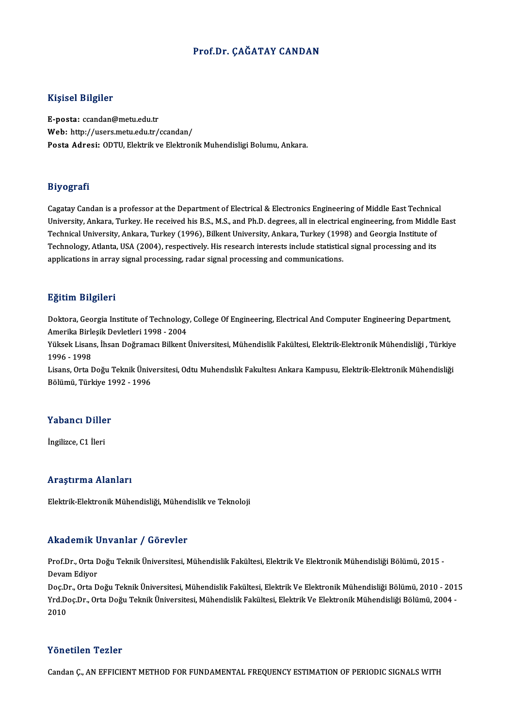# Prof.Dr. ÇAĞATAY CANDAN

## Kişisel Bilgiler

**E-posta:** ccandan@metu.edu.tr
**Web:** http://users.metu.edu.tr/ccandan/
**Posta Adresi:** ODTU, Elektrik ve Elektronik Muhendisligi Bolumu, Ankara.

## Biyografi

Cagatay Candan is a professor at the Department of Electrical & Electronics Engineering of Middle East Technical University, Ankara, Turkey. He received his B.S., M.S., and Ph.D. degrees, all in electrical engineering, from Middle East Technical University, Ankara, Turkey (1996), Bilkent University, Ankara, Turkey (1998) and Georgia Institute of Technology, Atlanta, USA (2004), respectively. His research interests include statistical signal processing and its applications in array signal processing, radar signal processing and communications.

## Eğitim Bilgileri

Doktora, Georgia Institute of Technology, College Of Engineering, Electrical And Computer Engineering Department, Amerika Birleşik Devletleri 1998 - 2004

Yüksek Lisans, İhsan Doğramacı Bilkent Üniversitesi, Mühendislik Fakültesi, Elektrik-Elektronik Mühendisliği , Türkiye 1996 - 1998

Lisans, Orta Doğu Teknik Üniversitesi, Odtu Muhendıslık Fakultesı Ankara Kampusu, Elektrik-Elektronik Mühendisliği Bölümü, Türkiye 1992 - 1996

## Yabancı Diller

İngilizce, C1 İleri

## Araştırma Alanları

Elektrik-Elektronik Mühendisliği, Mühendislik ve Teknoloji

## Akademik Unvanlar / Görevler

Prof.Dr., Orta Doğu Teknik Üniversitesi, Mühendislik Fakültesi, Elektrik Ve Elektronik Mühendisliği Bölümü, 2015 - Devam Ediyor

Doç.Dr., Orta Doğu Teknik Üniversitesi, Mühendislik Fakültesi, Elektrik Ve Elektronik Mühendisliği Bölümü, 2010 - 2015

Yrd.Doç.Dr., Orta Doğu Teknik Üniversitesi, Mühendislik Fakültesi, Elektrik Ve Elektronik Mühendisliği Bölümü, 2004 - 2010

## Yönetilen Tezler

Candan Ç., AN EFFICIENT METHOD FOR FUNDAMENTAL FREQUENCY ESTIMATION OF PERIODIC SIGNALS WITH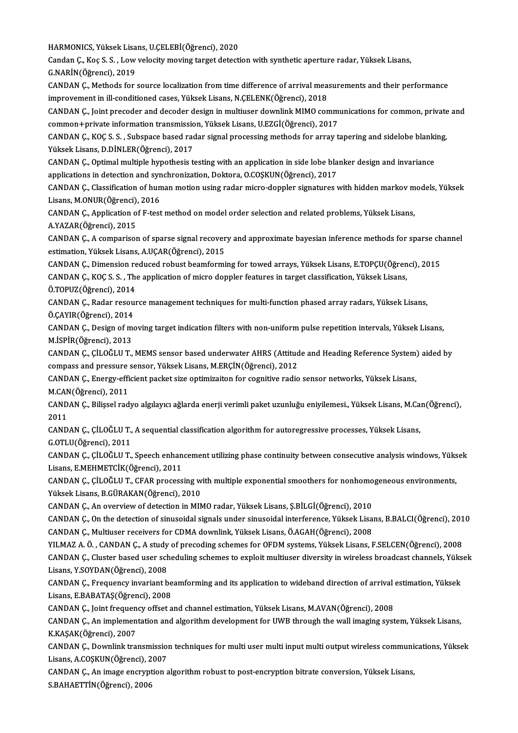HARMONICS, Yüksek Lisans, U.ÇELEBİ(Öğrenci), 2020

Candan Ç., Koç S. S. , Low velocity moving target detection with synthetic aperture radar, Yüksek Lisans, G.NARİN(Öğrenci), 2019

CANDAN Ç., Methods for source localization from time difference of arrival measurements and their performance improvement in ill-conditioned cases, Yüksek Lisans, N.ÇELENK(Öğrenci), 2018

CANDAN Ç., Joint precoder and decoder design in multiuser downlink MIMO communications for common, private and common+private information transmission, Yüksek Lisans, U.EZGİ(Öğrenci), 2017

CANDAN Ç., KOÇ S. S. , Subspace based radar signal processing methods for array tapering and sidelobe blanking, Yüksek Lisans, D.DİNLER(Öğrenci), 2017

CANDAN Ç., Optimal multiple hypothesis testing with an application in side lobe blanker design and invariance applications in detection and synchronization, Doktora, O.COŞKUN(Öğrenci), 2017

CANDAN Ç., Classification of human motion using radar micro-doppler signatures with hidden markov models, Yüksek Lisans, M.ONUR(Öğrenci), 2016

CANDAN Ç., Application of F-test method on model order selection and related problems, Yüksek Lisans, A.YAZAR(Öğrenci), 2015

CANDAN Ç., A comparison of sparse signal recovery and approximate bayesian inference methods for sparse channel estimation, Yüksek Lisans, A.UÇAR(Öğrenci), 2015

CANDAN Ç., Dimension reduced robust beamforming for towed arrays, Yüksek Lisans, E.TOPÇU(Öğrenci), 2015

CANDAN Ç., KOÇ S. S. , The application of micro doppler features in target classification, Yüksek Lisans, Ö.TOPUZ(Öğrenci), 2014

CANDAN Ç., Radar resource management techniques for multi-function phased array radars, Yüksek Lisans, Ö.ÇAYIR(Öğrenci), 2014

CANDAN Ç., Design of moving target indication filters with non-uniform pulse repetition intervals, Yüksek Lisans, M.İSPİR(Öğrenci), 2013

CANDAN Ç., ÇİLOĞLU T., MEMS sensor based underwater AHRS (Attitude and Heading Reference System) aided by compass and pressure sensor, Yüksek Lisans, M.ERÇİN(Öğrenci), 2012

CANDAN Ç., Energy-efficient packet size optimizaiton for cognitive radio sensor networks, Yüksek Lisans, M.CAN(Öğrenci), 2011

CANDAN Ç., Bilişsel radyo algılayıcı ağlarda enerji verimli paket uzunluğu eniyilemesi., Yüksek Lisans, M.Can(Öğrenci), 2011

CANDAN Ç., ÇİLOĞLU T., A sequential classification algorithm for autoregressive processes, Yüksek Lisans, G.OTLU(Öğrenci), 2011

CANDAN Ç., ÇİLOĞLU T., Speech enhancement utilizing phase continuity between consecutive analysis windows, Yüksek Lisans, E.MEHMETCİK(Öğrenci), 2011

CANDAN Ç., ÇİLOĞLU T., CFAR processing with multiple exponential smoothers for nonhomogeneous environments, Yüksek Lisans, B.GÜRAKAN(Öğrenci), 2010

CANDAN Ç., An overview of detection in MIMO radar, Yüksek Lisans, Ş.BİLGİ(Öğrenci), 2010

CANDAN Ç., On the detection of sinusoidal signals under sinusoidal interference, Yüksek Lisans, B.BALCI(Öğrenci), 2010

CANDAN Ç., Multiuser receivers for CDMA downlink, Yüksek Lisans, Ö.AGAH(Öğrenci), 2008

YILMAZ A. Ö. , CANDAN Ç., A study of precoding schemes for OFDM systems, Yüksek Lisans, F.SELCEN(Öğrenci), 2008

CANDAN Ç., Cluster based user scheduling schemes to exploit multiuser diversity in wireless broadcast channels, Yüksek Lisans, Y.SOYDAN(Öğrenci), 2008

CANDAN Ç., Frequency invariant beamforming and its application to wideband direction of arrival estimation, Yüksek Lisans, E.BABATAŞ(Öğrenci), 2008

CANDAN Ç., Joint frequency offset and channel estimation, Yüksek Lisans, M.AVAN(Öğrenci), 2008

CANDAN Ç., An implementation and algorithm development for UWB through the wall imaging system, Yüksek Lisans, K.KAŞAK(Öğrenci), 2007

CANDAN Ç., Downlink transmission techniques for multi user multi input multi output wireless communications, Yüksek Lisans, A.COŞKUN(Öğrenci), 2007

CANDAN Ç., An image encryption algorithm robust to post-encryption bitrate conversion, Yüksek Lisans, S.BAHAETTİN(Öğrenci), 2006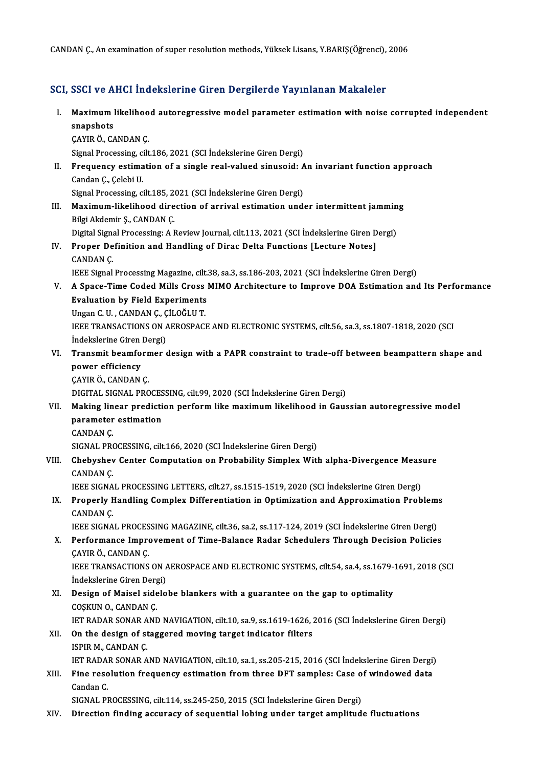CANDAN Ç., An examination of super resolution methods, Yüksek Lisans, Y.BARIŞ(Öğrenci), 2006

## SCI, SSCI ve AHCI İndekslerine Giren Dergilerde Yayınlanan Makaleler

I. **Maximum likelihood autoregressive model parameter estimation with noise corrupted independent snapshots**
ÇAYIR Ö., CANDAN Ç.
Signal Processing, cilt.186, 2021 (SCI İndekslerine Giren Dergi)

II. **Frequency estimation of a single real-valued sinusoid: An invariant function approach**
Candan Ç., Çelebi U.
Signal Processing, cilt.185, 2021 (SCI İndekslerine Giren Dergi)

III. **Maximum-likelihood direction of arrival estimation under intermittent jamming**
Bilgi Akdemir Ş., CANDAN Ç.
Digital Signal Processing: A Review Journal, cilt.113, 2021 (SCI İndekslerine Giren Dergi)

IV. **Proper Definition and Handling of Dirac Delta Functions [Lecture Notes]**
CANDAN Ç.
IEEE Signal Processing Magazine, cilt.38, sa.3, ss.186-203, 2021 (SCI İndekslerine Giren Dergi)

V. **A Space-Time Coded Mills Cross MIMO Architecture to Improve DOA Estimation and Its Performance Evaluation by Field Experiments**
Ungan C. U. , CANDAN Ç., ÇİLOĞLU T.
IEEE TRANSACTIONS ON AEROSPACE AND ELECTRONIC SYSTEMS, cilt.56, sa.3, ss.1807-1818, 2020 (SCI İndekslerine Giren Dergi)

VI. **Transmit beamformer design with a PAPR constraint to trade-off between beampattern shape and power efficiency**
ÇAYIR Ö., CANDAN Ç.
DIGITAL SIGNAL PROCESSING, cilt.99, 2020 (SCI İndekslerine Giren Dergi)

VII. **Making linear prediction perform like maximum likelihood in Gaussian autoregressive model parameter estimation**
CANDAN Ç.
SIGNAL PROCESSING, cilt.166, 2020 (SCI İndekslerine Giren Dergi)

VIII. **Chebyshev Center Computation on Probability Simplex With alpha-Divergence Measure**
CANDAN Ç.
IEEE SIGNAL PROCESSING LETTERS, cilt.27, ss.1515-1519, 2020 (SCI İndekslerine Giren Dergi)

IX. **Properly Handling Complex Differentiation in Optimization and Approximation Problems**
CANDAN Ç.
IEEE SIGNAL PROCESSING MAGAZINE, cilt.36, sa.2, ss.117-124, 2019 (SCI İndekslerine Giren Dergi)

X. **Performance Improvement of Time-Balance Radar Schedulers Through Decision Policies**
ÇAYIR Ö., CANDAN Ç.
IEEE TRANSACTIONS ON AEROSPACE AND ELECTRONIC SYSTEMS, cilt.54, sa.4, ss.1679-1691, 2018 (SCI İndekslerine Giren Dergi)

XI. **Design of Maisel sidelobe blankers with a guarantee on the gap to optimality**
COŞKUN O., CANDAN Ç.
IET RADAR SONAR AND NAVIGATION, cilt.10, sa.9, ss.1619-1626, 2016 (SCI İndekslerine Giren Dergi)

XII. **On the design of staggered moving target indicator filters**
ISPIR M., CANDAN Ç.
IET RADAR SONAR AND NAVIGATION, cilt.10, sa.1, ss.205-215, 2016 (SCI İndekslerine Giren Dergi)

XIII. **Fine resolution frequency estimation from three DFT samples: Case of windowed data**
Candan C.
SIGNAL PROCESSING, cilt.114, ss.245-250, 2015 (SCI İndekslerine Giren Dergi)

XIV. **Direction finding accuracy of sequential lobing under target amplitude fluctuations**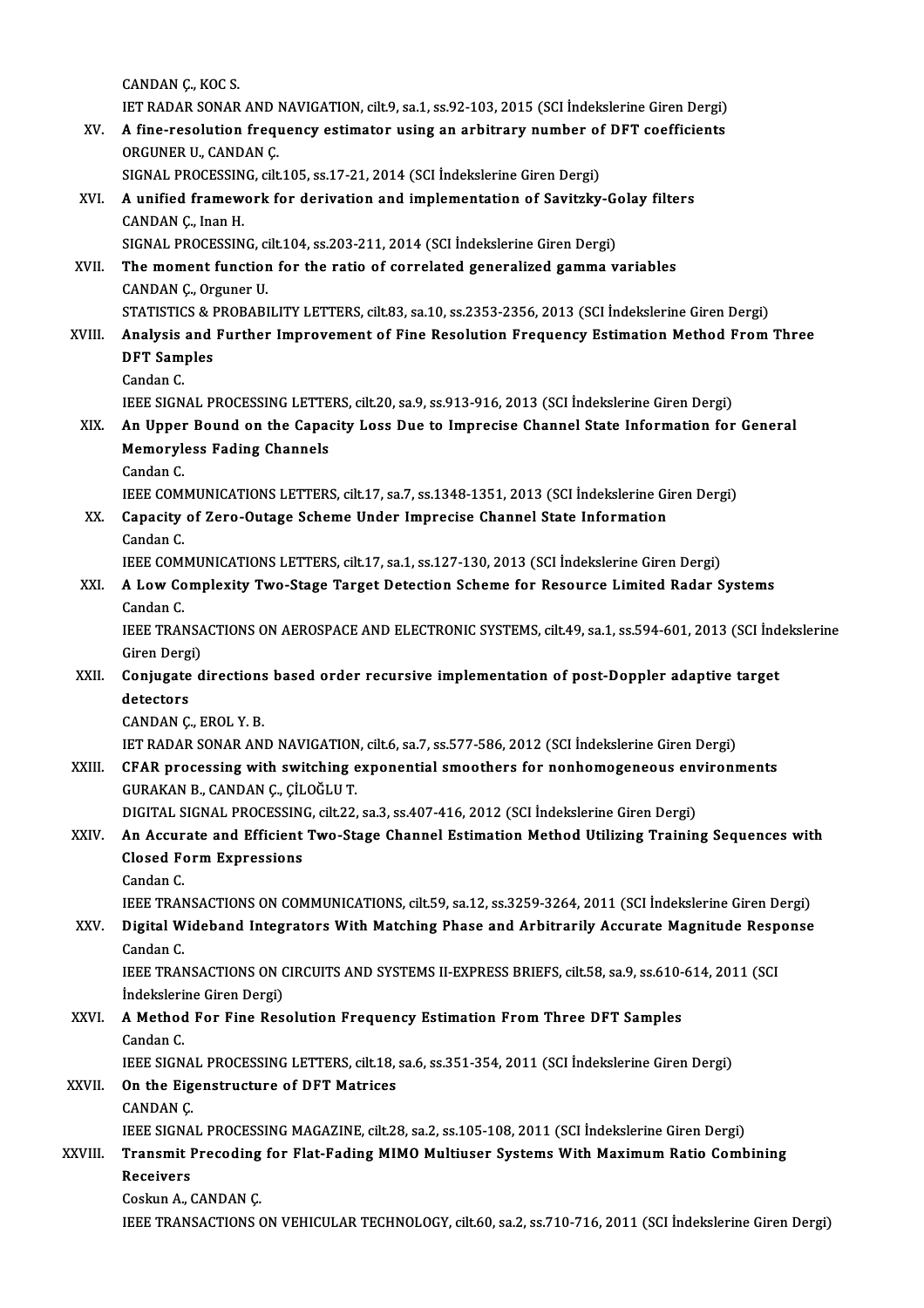CANDAN Ç., KOC S.
IET RADAR SONAR AND NAVIGATION, cilt.9, sa.1, ss.92-103, 2015 (SCI İndekslerine Giren Dergi)

XV. **A fine-resolution frequency estimator using an arbitrary number of DFT coefficients**
ORGUNER U., CANDAN Ç.
SIGNAL PROCESSING, cilt.105, ss.17-21, 2014 (SCI İndekslerine Giren Dergi)

XVI. **A unified framework for derivation and implementation of Savitzky-Golay filters**
CANDAN Ç., Inan H.
SIGNAL PROCESSING, cilt.104, ss.203-211, 2014 (SCI İndekslerine Giren Dergi)

XVII. **The moment function for the ratio of correlated generalized gamma variables**
CANDAN Ç., Orguner U.
STATISTICS & PROBABILITY LETTERS, cilt.83, sa.10, ss.2353-2356, 2013 (SCI İndekslerine Giren Dergi)

XVIII. **Analysis and Further Improvement of Fine Resolution Frequency Estimation Method From Three DFT Samples**
Candan C.
IEEE SIGNAL PROCESSING LETTERS, cilt.20, sa.9, ss.913-916, 2013 (SCI İndekslerine Giren Dergi)

XIX. **An Upper Bound on the Capacity Loss Due to Imprecise Channel State Information for General Memoryless Fading Channels**
Candan C.
IEEE COMMUNICATIONS LETTERS, cilt.17, sa.7, ss.1348-1351, 2013 (SCI İndekslerine Giren Dergi)

XX. **Capacity of Zero-Outage Scheme Under Imprecise Channel State Information**
Candan C.
IEEE COMMUNICATIONS LETTERS, cilt.17, sa.1, ss.127-130, 2013 (SCI İndekslerine Giren Dergi)

XXI. **A Low Complexity Two-Stage Target Detection Scheme for Resource Limited Radar Systems**
Candan C.
IEEE TRANSACTIONS ON AEROSPACE AND ELECTRONIC SYSTEMS, cilt.49, sa.1, ss.594-601, 2013 (SCI İndekslerine Giren Dergi)

XXII. **Conjugate directions based order recursive implementation of post-Doppler adaptive target detectors**
CANDAN Ç., EROL Y. B.
IET RADAR SONAR AND NAVIGATION, cilt.6, sa.7, ss.577-586, 2012 (SCI İndekslerine Giren Dergi)

XXIII. **CFAR processing with switching exponential smoothers for nonhomogeneous environments**
GURAKAN B., CANDAN Ç., ÇİLOĞLU T.
DIGITAL SIGNAL PROCESSING, cilt.22, sa.3, ss.407-416, 2012 (SCI İndekslerine Giren Dergi)

XXIV. **An Accurate and Efficient Two-Stage Channel Estimation Method Utilizing Training Sequences with Closed Form Expressions**
Candan C.
IEEE TRANSACTIONS ON COMMUNICATIONS, cilt.59, sa.12, ss.3259-3264, 2011 (SCI İndekslerine Giren Dergi)

XXV. **Digital Wideband Integrators With Matching Phase and Arbitrarily Accurate Magnitude Response**
Candan C.
IEEE TRANSACTIONS ON CIRCUITS AND SYSTEMS II-EXPRESS BRIEFS, cilt.58, sa.9, ss.610-614, 2011 (SCI İndekslerine Giren Dergi)

XXVI. **A Method For Fine Resolution Frequency Estimation From Three DFT Samples**
Candan C.
IEEE SIGNAL PROCESSING LETTERS, cilt.18, sa.6, ss.351-354, 2011 (SCI İndekslerine Giren Dergi)

XXVII. **On the Eigenstructure of DFT Matrices**
CANDAN Ç.
IEEE SIGNAL PROCESSING MAGAZINE, cilt.28, sa.2, ss.105-108, 2011 (SCI İndekslerine Giren Dergi)

XXVIII. **Transmit Precoding for Flat-Fading MIMO Multiuser Systems With Maximum Ratio Combining Receivers**
Coskun A., CANDAN Ç.
IEEE TRANSACTIONS ON VEHICULAR TECHNOLOGY, cilt.60, sa.2, ss.710-716, 2011 (SCI İndekslerine Giren Dergi)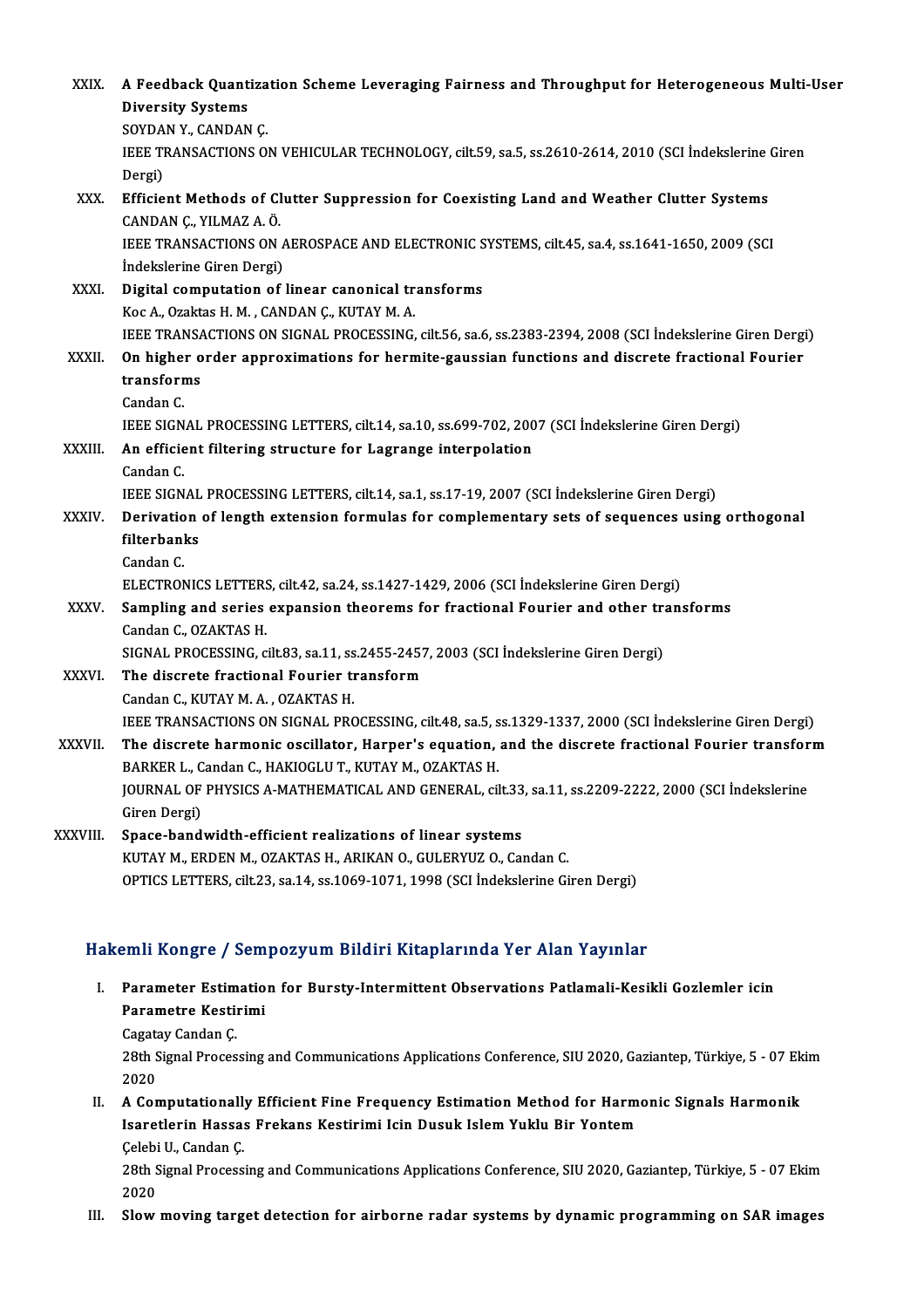XXIX. **A Feedback Quantization Scheme Leveraging Fairness and Throughput for Heterogeneous Multi-User Diversity Systems**
SOYDAN Y., CANDAN Ç.
IEEE TRANSACTIONS ON VEHICULAR TECHNOLOGY, cilt.59, sa.5, ss.2610-2614, 2010 (SCI İndekslerine Giren Dergi)

XXX. **Efficient Methods of Clutter Suppression for Coexisting Land and Weather Clutter Systems**
CANDAN Ç., YILMAZ A. Ö.
IEEE TRANSACTIONS ON AEROSPACE AND ELECTRONIC SYSTEMS, cilt.45, sa.4, ss.1641-1650, 2009 (SCI İndekslerine Giren Dergi)

XXXI. **Digital computation of linear canonical transforms**
Koc A., Ozaktas H. M. , CANDAN Ç., KUTAY M. A.
IEEE TRANSACTIONS ON SIGNAL PROCESSING, cilt.56, sa.6, ss.2383-2394, 2008 (SCI İndekslerine Giren Dergi)

XXXII. **On higher order approximations for hermite-gaussian functions and discrete fractional Fourier transforms**
Candan C.
IEEE SIGNAL PROCESSING LETTERS, cilt.14, sa.10, ss.699-702, 2007 (SCI İndekslerine Giren Dergi)

XXXIII. **An efficient filtering structure for Lagrange interpolation**
Candan C.
IEEE SIGNAL PROCESSING LETTERS, cilt.14, sa.1, ss.17-19, 2007 (SCI İndekslerine Giren Dergi)

XXXIV. **Derivation of length extension formulas for complementary sets of sequences using orthogonal filterbanks**
Candan C.
ELECTRONICS LETTERS, cilt.42, sa.24, ss.1427-1429, 2006 (SCI İndekslerine Giren Dergi)

XXXV. **Sampling and series expansion theorems for fractional Fourier and other transforms**
Candan C., OZAKTAS H.
SIGNAL PROCESSING, cilt.83, sa.11, ss.2455-2457, 2003 (SCI İndekslerine Giren Dergi)

XXXVI. **The discrete fractional Fourier transform**
Candan C., KUTAY M. A. , OZAKTAS H.
IEEE TRANSACTIONS ON SIGNAL PROCESSING, cilt.48, sa.5, ss.1329-1337, 2000 (SCI İndekslerine Giren Dergi)

XXXVII. **The discrete harmonic oscillator, Harper's equation, and the discrete fractional Fourier transform**
BARKER L., Candan C., HAKIOGLU T., KUTAY M., OZAKTAS H.
JOURNAL OF PHYSICS A-MATHEMATICAL AND GENERAL, cilt.33, sa.11, ss.2209-2222, 2000 (SCI İndekslerine Giren Dergi)

XXXVIII. **Space-bandwidth-efficient realizations of linear systems**
KUTAY M., ERDEN M., OZAKTAS H., ARIKAN O., GULERYUZ O., Candan C.
OPTICS LETTERS, cilt.23, sa.14, ss.1069-1071, 1998 (SCI İndekslerine Giren Dergi)

## Hakemli Kongre / Sempozyum Bildiri Kitaplarında Yer Alan Yayınlar

I. **Parameter Estimation for Bursty-Intermittent Observations Patlamali-Kesikli Gozlemler icin Parametre Kestirimi**
Cagatay Candan Ç.
28th Signal Processing and Communications Applications Conference, SIU 2020, Gaziantep, Türkiye, 5 - 07 Ekim 2020

II. **A Computationally Efficient Fine Frequency Estimation Method for Harmonic Signals Harmonik Isaretlerin Hassas Frekans Kestirimi Icin Dusuk Islem Yuklu Bir Yontem**
Çelebi U., Candan Ç.
28th Signal Processing and Communications Applications Conference, SIU 2020, Gaziantep, Türkiye, 5 - 07 Ekim 2020

III. **Slow moving target detection for airborne radar systems by dynamic programming on SAR images**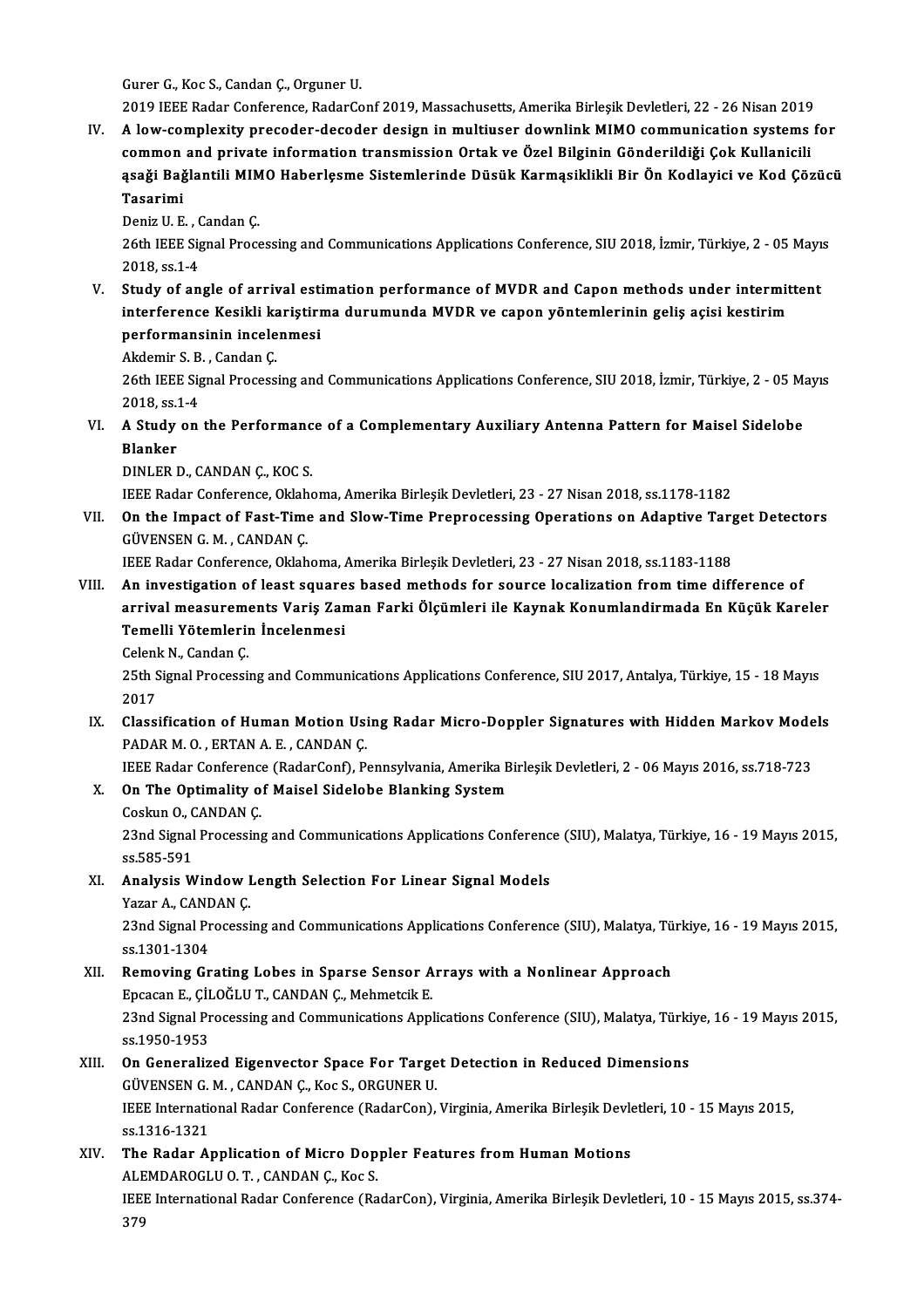Gurer G., Koc S., Candan Ç., Orguner U.
2019 IEEE Radar Conference, RadarConf 2019, Massachusetts, Amerika Birleşik Devletleri, 22 - 26 Nisan 2019

IV. **A low-complexity precoder-decoder design in multiuser downlink MIMO communication systems for common and private information transmission Ortak ve Özel Bilginin Gönderildiği Çok Kullanicili aşaği Bağlantili MIMO Haberlęsme Sistemlerinde Düsük Karmaşiklikli Bir Ön Kodlayici ve Kod Çözücü Tasarimi**
Deniz U. E. , Candan Ç.
26th IEEE Signal Processing and Communications Applications Conference, SIU 2018, İzmir, Türkiye, 2 - 05 Mayıs 2018, ss.1-4

V. **Study of angle of arrival estimation performance of MVDR and Capon methods under intermittent interference Kesikli kariştirma durumunda MVDR ve capon yöntemlerinin geliş açisi kestirim performansinin incelenmesi**
Akdemir S. B. , Candan Ç.
26th IEEE Signal Processing and Communications Applications Conference, SIU 2018, İzmir, Türkiye, 2 - 05 Mayıs 2018, ss.1-4

VI. **A Study on the Performance of a Complementary Auxiliary Antenna Pattern for Maisel Sidelobe Blanker**
DINLER D., CANDAN Ç., KOC S.
IEEE Radar Conference, Oklahoma, Amerika Birleşik Devletleri, 23 - 27 Nisan 2018, ss.1178-1182

VII. **On the Impact of Fast-Time and Slow-Time Preprocessing Operations on Adaptive Target Detectors**
GÜVENSEN G. M. , CANDAN Ç.
IEEE Radar Conference, Oklahoma, Amerika Birleşik Devletleri, 23 - 27 Nisan 2018, ss.1183-1188

VIII. **An investigation of least squares based methods for source localization from time difference of arrival measurements Variş Zaman Farki Ölçümleri ile Kaynak Konumlandirmada En Küçük Kareler Temelli Yötemlerin İncelenmesi**
Celenk N., Candan Ç.
25th Signal Processing and Communications Applications Conference, SIU 2017, Antalya, Türkiye, 15 - 18 Mayıs 2017

IX. **Classification of Human Motion Using Radar Micro-Doppler Signatures with Hidden Markov Models**
PADAR M. O. , ERTAN A. E. , CANDAN Ç.
IEEE Radar Conference (RadarConf), Pennsylvania, Amerika Birleşik Devletleri, 2 - 06 Mayıs 2016, ss.718-723

X. **On The Optimality of Maisel Sidelobe Blanking System**
Coskun O., CANDAN Ç.
23nd Signal Processing and Communications Applications Conference (SIU), Malatya, Türkiye, 16 - 19 Mayıs 2015, ss.585-591

XI. **Analysis Window Length Selection For Linear Signal Models**
Yazar A., CANDAN Ç.
23nd Signal Processing and Communications Applications Conference (SIU), Malatya, Türkiye, 16 - 19 Mayıs 2015, ss.1301-1304

XII. **Removing Grating Lobes in Sparse Sensor Arrays with a Nonlinear Approach**
Epcacan E., ÇİLOĞLU T., CANDAN Ç., Mehmetcik E.
23nd Signal Processing and Communications Applications Conference (SIU), Malatya, Türkiye, 16 - 19 Mayıs 2015, ss.1950-1953

XIII. **On Generalized Eigenvector Space For Target Detection in Reduced Dimensions**
GÜVENSEN G. M. , CANDAN Ç., Koc S., ORGUNER U.
IEEE International Radar Conference (RadarCon), Virginia, Amerika Birleşik Devletleri, 10 - 15 Mayıs 2015, ss.1316-1321

XIV. **The Radar Application of Micro Doppler Features from Human Motions**
ALEMDAROGLU O. T. , CANDAN Ç., Koc S.
IEEE International Radar Conference (RadarCon), Virginia, Amerika Birleşik Devletleri, 10 - 15 Mayıs 2015, ss.374-379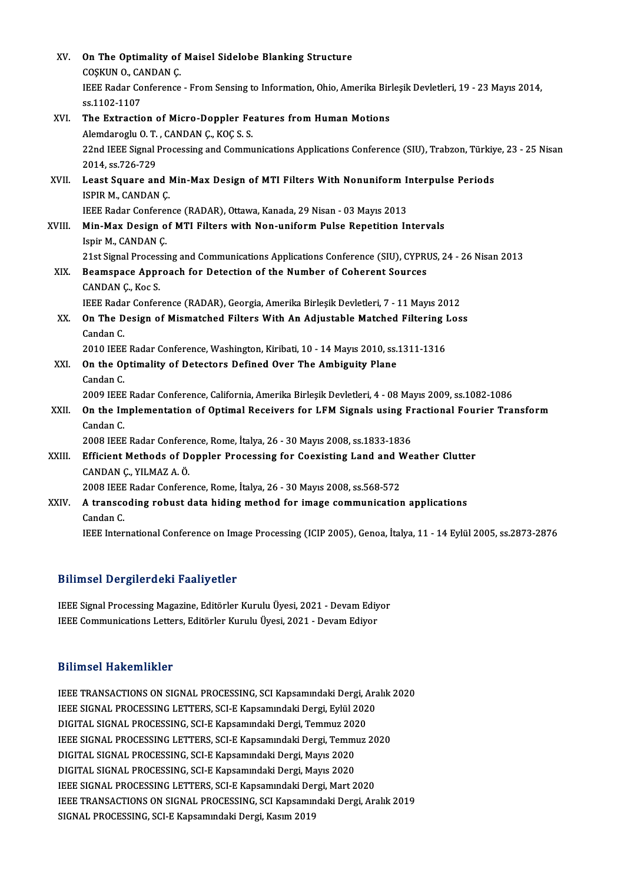XV. **On The Optimality of Maisel Sidelobe Blanking Structure**
COŞKUN O., CANDAN Ç.
IEEE Radar Conference - From Sensing to Information, Ohio, Amerika Birleşik Devletleri, 19 - 23 Mayıs 2014, ss.1102-1107

XVI. **The Extraction of Micro-Doppler Features from Human Motions**
Alemdaroglu O. T. , CANDAN Ç., KOÇ S. S.
22nd IEEE Signal Processing and Communications Applications Conference (SIU), Trabzon, Türkiye, 23 - 25 Nisan 2014, ss.726-729

XVII. **Least Square and Min-Max Design of MTI Filters With Nonuniform Interpulse Periods**
ISPIR M., CANDAN Ç.
IEEE Radar Conference (RADAR), Ottawa, Kanada, 29 Nisan - 03 Mayıs 2013

XVIII. **Min-Max Design of MTI Filters with Non-uniform Pulse Repetition Intervals**
Ispir M., CANDAN Ç.
21st Signal Processing and Communications Applications Conference (SIU), CYPRUS, 24 - 26 Nisan 2013

XIX. **Beamspace Approach for Detection of the Number of Coherent Sources**
CANDAN Ç., Koc S.
IEEE Radar Conference (RADAR), Georgia, Amerika Birleşik Devletleri, 7 - 11 Mayıs 2012

XX. **On The Design of Mismatched Filters With An Adjustable Matched Filtering Loss**
Candan C.
2010 IEEE Radar Conference, Washington, Kiribati, 10 - 14 Mayıs 2010, ss.1311-1316

XXI. **On the Optimality of Detectors Defined Over The Ambiguity Plane**
Candan C.
2009 IEEE Radar Conference, California, Amerika Birleşik Devletleri, 4 - 08 Mayıs 2009, ss.1082-1086

XXII. **On the Implementation of Optimal Receivers for LFM Signals using Fractional Fourier Transform**
Candan C.
2008 IEEE Radar Conference, Rome, İtalya, 26 - 30 Mayıs 2008, ss.1833-1836

XXIII. **Efficient Methods of Doppler Processing for Coexisting Land and Weather Clutter**
CANDAN Ç., YILMAZ A. Ö.
2008 IEEE Radar Conference, Rome, İtalya, 26 - 30 Mayıs 2008, ss.568-572

XXIV. **A transcoding robust data hiding method for image communication applications**
Candan C.
IEEE International Conference on Image Processing (ICIP 2005), Genoa, İtalya, 11 - 14 Eylül 2005, ss.2873-2876

## Bilimsel Dergilerdeki Faaliyetler

IEEE Signal Processing Magazine, Editörler Kurulu Üyesi, 2021 - Devam Ediyor
IEEE Communications Letters, Editörler Kurulu Üyesi, 2021 - Devam Ediyor

## Bilimsel Hakemlikler

IEEE TRANSACTIONS ON SIGNAL PROCESSING, SCI Kapsamındaki Dergi, Aralık 2020
IEEE SIGNAL PROCESSING LETTERS, SCI-E Kapsamındaki Dergi, Eylül 2020
DIGITAL SIGNAL PROCESSING, SCI-E Kapsamındaki Dergi, Temmuz 2020
IEEE SIGNAL PROCESSING LETTERS, SCI-E Kapsamındaki Dergi, Temmuz 2020
DIGITAL SIGNAL PROCESSING, SCI-E Kapsamındaki Dergi, Mayıs 2020
DIGITAL SIGNAL PROCESSING, SCI-E Kapsamındaki Dergi, Mayıs 2020
IEEE SIGNAL PROCESSING LETTERS, SCI-E Kapsamındaki Dergi, Mart 2020
IEEE TRANSACTIONS ON SIGNAL PROCESSING, SCI Kapsamındaki Dergi, Aralık 2019
SIGNAL PROCESSING, SCI-E Kapsamındaki Dergi, Kasım 2019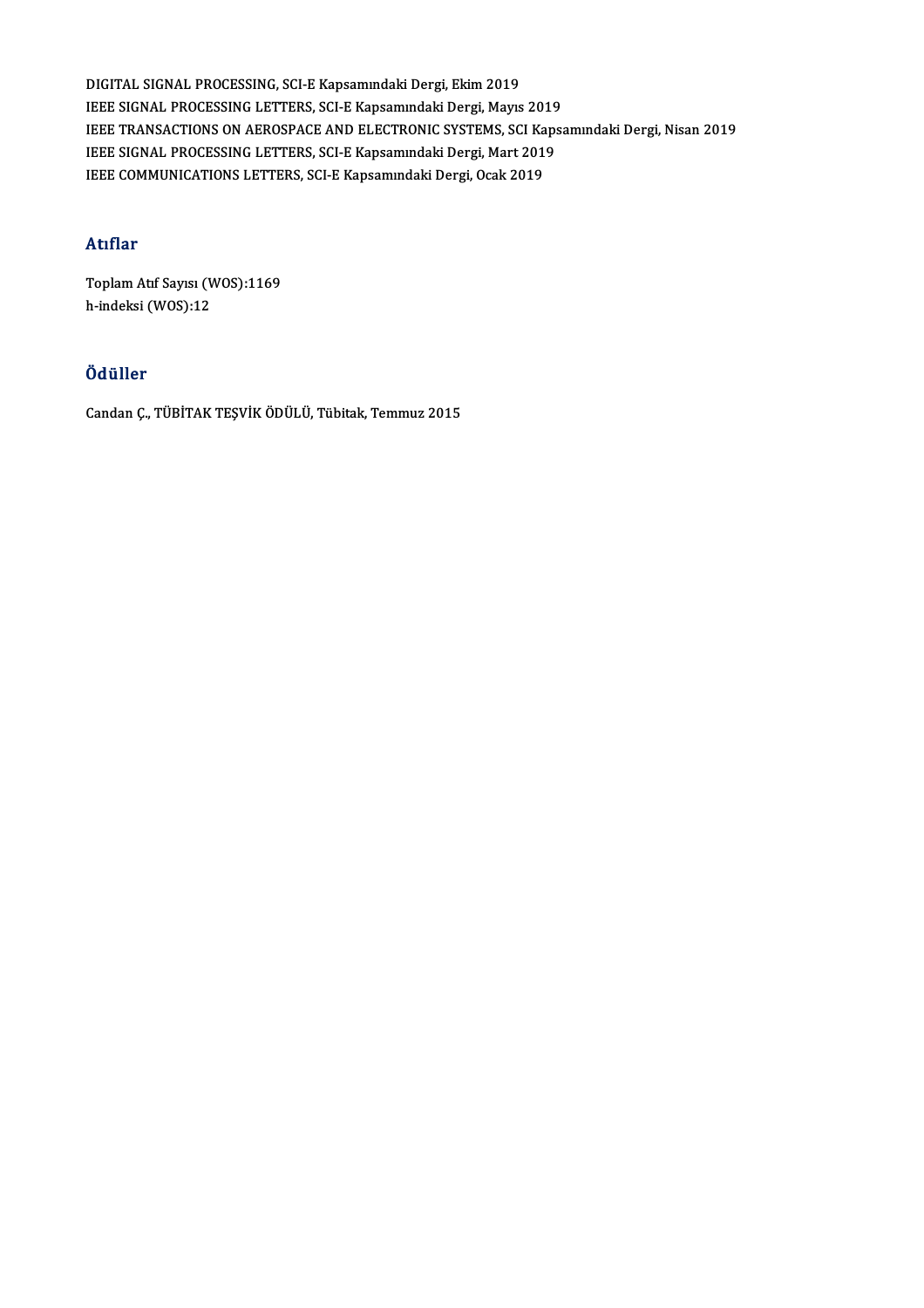DIGITAL SIGNAL PROCESSING, SCI-E Kapsamındaki Dergi, Ekim 2019
IEEE SIGNAL PROCESSING LETTERS, SCI-E Kapsamındaki Dergi, Mayıs 2019
IEEE TRANSACTIONS ON AEROSPACE AND ELECTRONIC SYSTEMS, SCI Kapsamındaki Dergi, Nisan 2019
IEEE SIGNAL PROCESSING LETTERS, SCI-E Kapsamındaki Dergi, Mart 2019
IEEE COMMUNICATIONS LETTERS, SCI-E Kapsamındaki Dergi, Ocak 2019

## Atıflar

Toplam Atıf Sayısı (WOS):1169
h-indeksi (WOS):12

## Ödüller

Candan Ç., TÜBİTAK TEŞVİK ÖDÜLÜ, Tübitak, Temmuz 2015